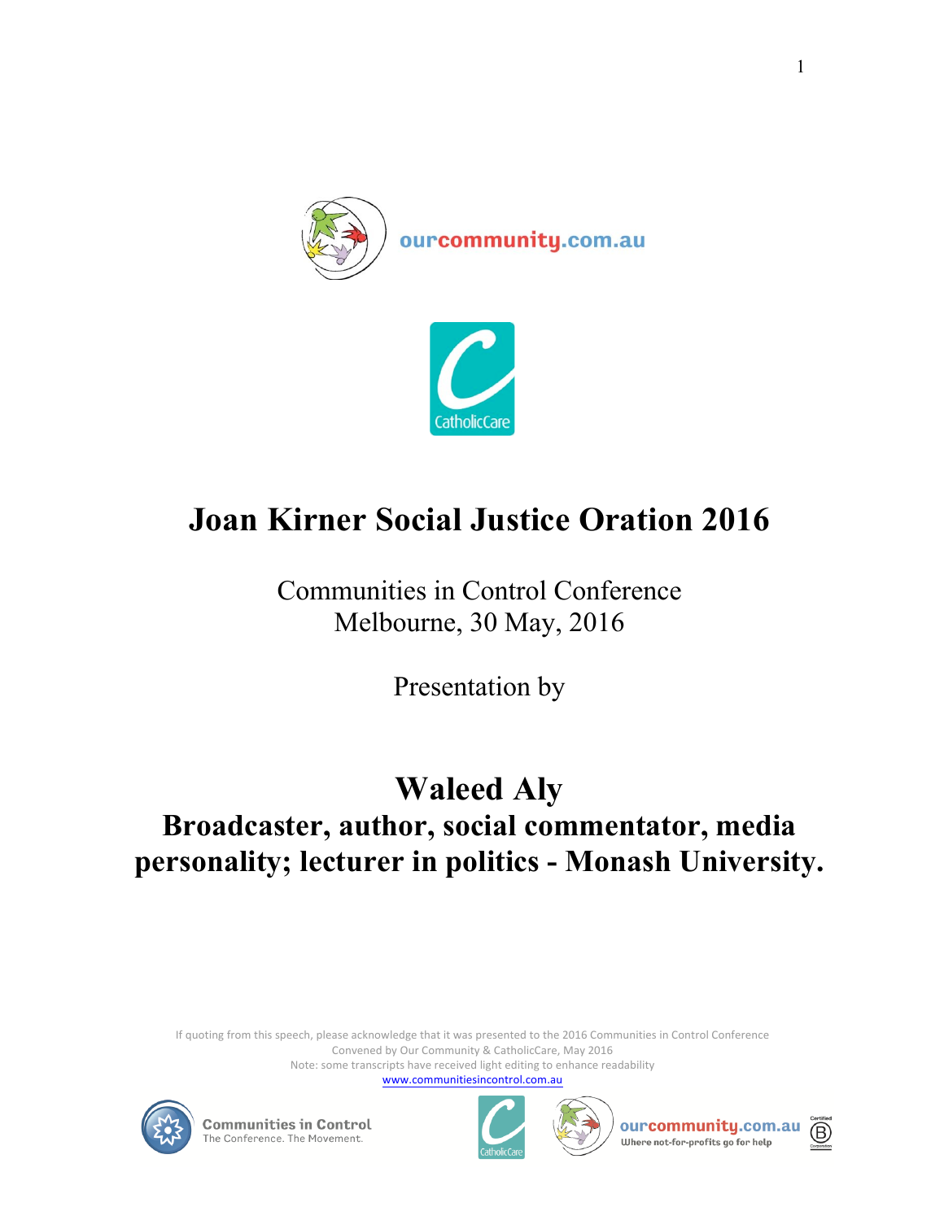# Joan Kirner Social Justice Oration 2016

Communities in Control Conference
Melbourne, 30 May, 2016

Presentation by

## Waleed Aly

### Broadcaster, author, social commentator, media personality; lecturer in politics - Monash University.

If quoting from this speech, please acknowledge that it was presented to the 2016 Communities in Control Conference
Convened by Our Community & CatholicCare, May 2016
Note: some transcripts have received light editing to enhance readability
www.communitiesincontrol.com.au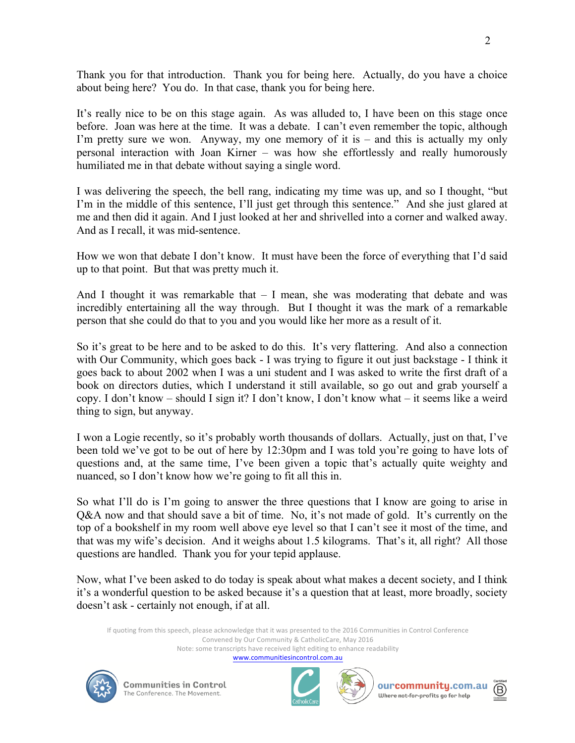Thank you for that introduction. Thank you for being here. Actually, do you have a choice about being here? You do. In that case, thank you for being here.

It's really nice to be on this stage again. As was alluded to, I have been on this stage once before. Joan was here at the time. It was a debate. I can't even remember the topic, although I'm pretty sure we won. Anyway, my one memory of it is – and this is actually my only personal interaction with Joan Kirner – was how she effortlessly and really humorously humiliated me in that debate without saying a single word.

I was delivering the speech, the bell rang, indicating my time was up, and so I thought, "but I'm in the middle of this sentence, I'll just get through this sentence." And she just glared at me and then did it again. And I just looked at her and shrivelled into a corner and walked away. And as I recall, it was mid-sentence.

How we won that debate I don't know. It must have been the force of everything that I'd said up to that point. But that was pretty much it.

And I thought it was remarkable that – I mean, she was moderating that debate and was incredibly entertaining all the way through. But I thought it was the mark of a remarkable person that she could do that to you and you would like her more as a result of it.

So it's great to be here and to be asked to do this. It's very flattering. And also a connection with Our Community, which goes back - I was trying to figure it out just backstage - I think it goes back to about 2002 when I was a uni student and I was asked to write the first draft of a book on directors duties, which I understand it still available, so go out and grab yourself a copy. I don't know – should I sign it? I don't know, I don't know what – it seems like a weird thing to sign, but anyway.

I won a Logie recently, so it's probably worth thousands of dollars. Actually, just on that, I've been told we've got to be out of here by 12:30pm and I was told you're going to have lots of questions and, at the same time, I've been given a topic that's actually quite weighty and nuanced, so I don't know how we're going to fit all this in.

So what I'll do is I'm going to answer the three questions that I know are going to arise in Q&A now and that should save a bit of time. No, it's not made of gold. It's currently on the top of a bookshelf in my room well above eye level so that I can't see it most of the time, and that was my wife's decision. And it weighs about 1.5 kilograms. That's it, all right? All those questions are handled. Thank you for your tepid applause.

Now, what I've been asked to do today is speak about what makes a decent society, and I think it's a wonderful question to be asked because it's a question that at least, more broadly, society doesn't ask - certainly not enough, if at all.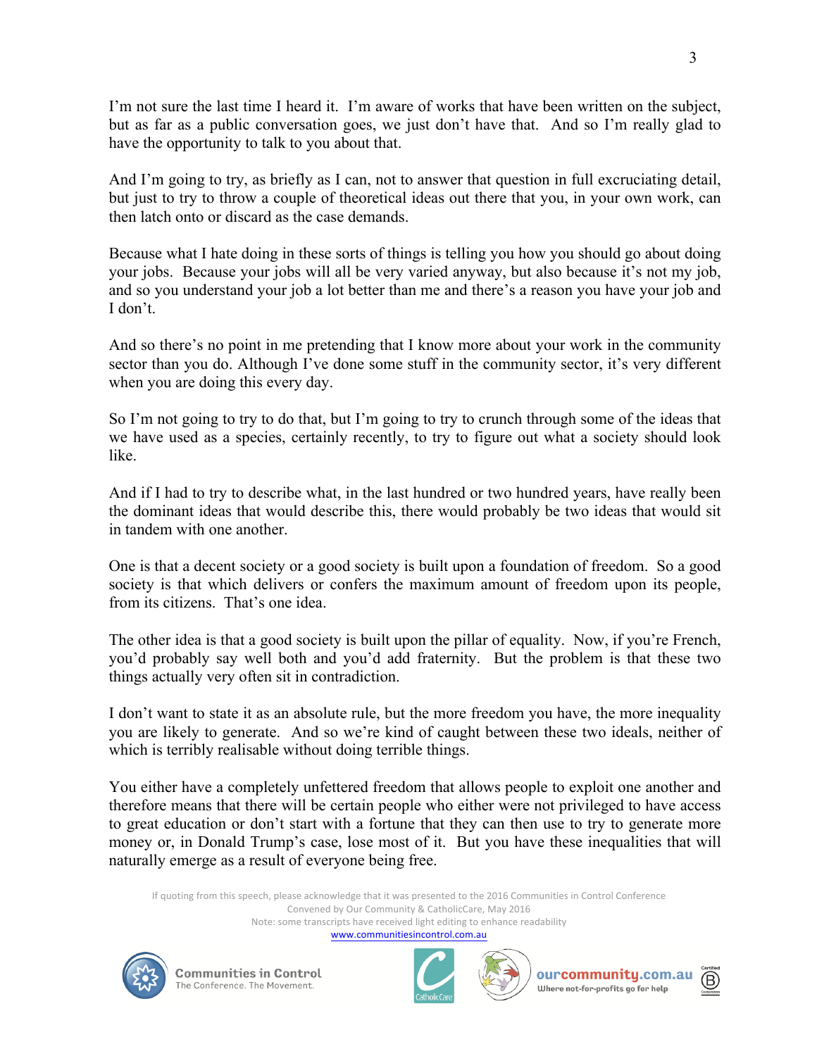I'm not sure the last time I heard it. I'm aware of works that have been written on the subject, but as far as a public conversation goes, we just don't have that. And so I'm really glad to have the opportunity to talk to you about that.

And I'm going to try, as briefly as I can, not to answer that question in full excruciating detail, but just to try to throw a couple of theoretical ideas out there that you, in your own work, can then latch onto or discard as the case demands.

Because what I hate doing in these sorts of things is telling you how you should go about doing your jobs. Because your jobs will all be very varied anyway, but also because it's not my job, and so you understand your job a lot better than me and there's a reason you have your job and I don't.

And so there's no point in me pretending that I know more about your work in the community sector than you do. Although I've done some stuff in the community sector, it's very different when you are doing this every day.

So I'm not going to try to do that, but I'm going to try to crunch through some of the ideas that we have used as a species, certainly recently, to try to figure out what a society should look like.

And if I had to try to describe what, in the last hundred or two hundred years, have really been the dominant ideas that would describe this, there would probably be two ideas that would sit in tandem with one another.

One is that a decent society or a good society is built upon a foundation of freedom. So a good society is that which delivers or confers the maximum amount of freedom upon its people, from its citizens. That's one idea.

The other idea is that a good society is built upon the pillar of equality. Now, if you're French, you'd probably say well both and you'd add fraternity. But the problem is that these two things actually very often sit in contradiction.

I don't want to state it as an absolute rule, but the more freedom you have, the more inequality you are likely to generate. And so we're kind of caught between these two ideals, neither of which is terribly realisable without doing terrible things.

You either have a completely unfettered freedom that allows people to exploit one another and therefore means that there will be certain people who either were not privileged to have access to great education or don't start with a fortune that they can then use to try to generate more money or, in Donald Trump's case, lose most of it. But you have these inequalities that will naturally emerge as a result of everyone being free.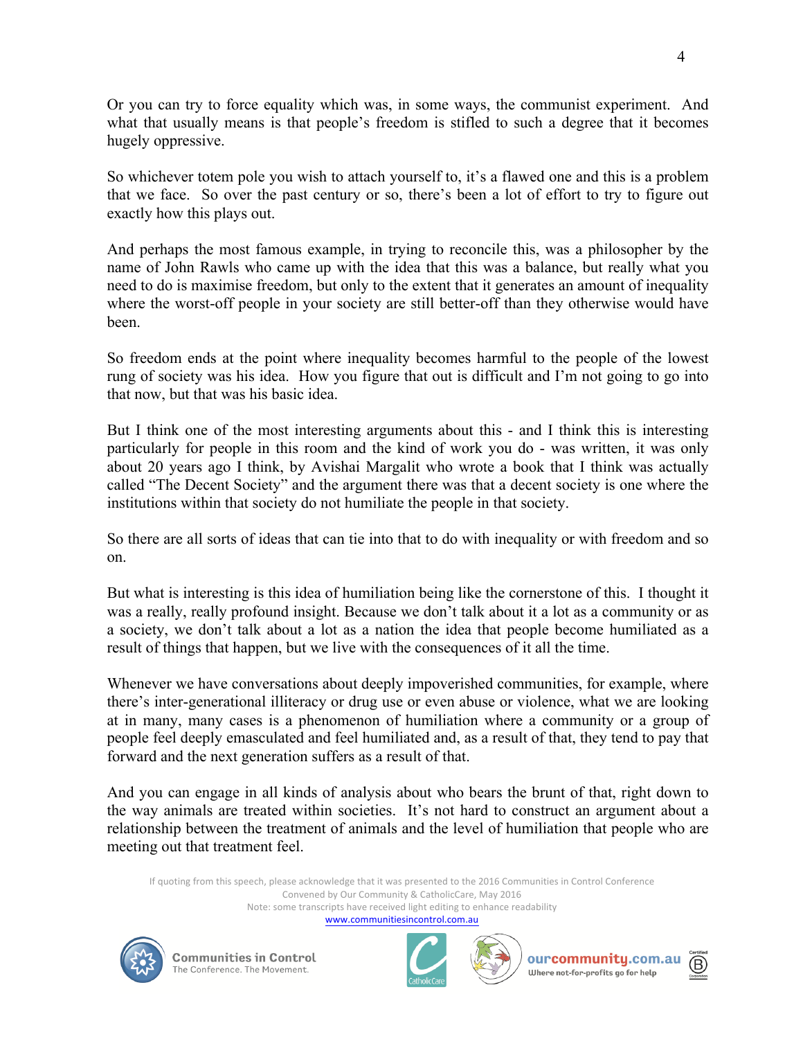Or you can try to force equality which was, in some ways, the communist experiment. And what that usually means is that people's freedom is stifled to such a degree that it becomes hugely oppressive.

So whichever totem pole you wish to attach yourself to, it's a flawed one and this is a problem that we face. So over the past century or so, there's been a lot of effort to try to figure out exactly how this plays out.

And perhaps the most famous example, in trying to reconcile this, was a philosopher by the name of John Rawls who came up with the idea that this was a balance, but really what you need to do is maximise freedom, but only to the extent that it generates an amount of inequality where the worst-off people in your society are still better-off than they otherwise would have been.

So freedom ends at the point where inequality becomes harmful to the people of the lowest rung of society was his idea. How you figure that out is difficult and I'm not going to go into that now, but that was his basic idea.

But I think one of the most interesting arguments about this - and I think this is interesting particularly for people in this room and the kind of work you do - was written, it was only about 20 years ago I think, by Avishai Margalit who wrote a book that I think was actually called "The Decent Society" and the argument there was that a decent society is one where the institutions within that society do not humiliate the people in that society.

So there are all sorts of ideas that can tie into that to do with inequality or with freedom and so on.

But what is interesting is this idea of humiliation being like the cornerstone of this. I thought it was a really, really profound insight. Because we don't talk about it a lot as a community or as a society, we don't talk about a lot as a nation the idea that people become humiliated as a result of things that happen, but we live with the consequences of it all the time.

Whenever we have conversations about deeply impoverished communities, for example, where there's inter-generational illiteracy or drug use or even abuse or violence, what we are looking at in many, many cases is a phenomenon of humiliation where a community or a group of people feel deeply emasculated and feel humiliated and, as a result of that, they tend to pay that forward and the next generation suffers as a result of that.

And you can engage in all kinds of analysis about who bears the brunt of that, right down to the way animals are treated within societies. It's not hard to construct an argument about a relationship between the treatment of animals and the level of humiliation that people who are meeting out that treatment feel.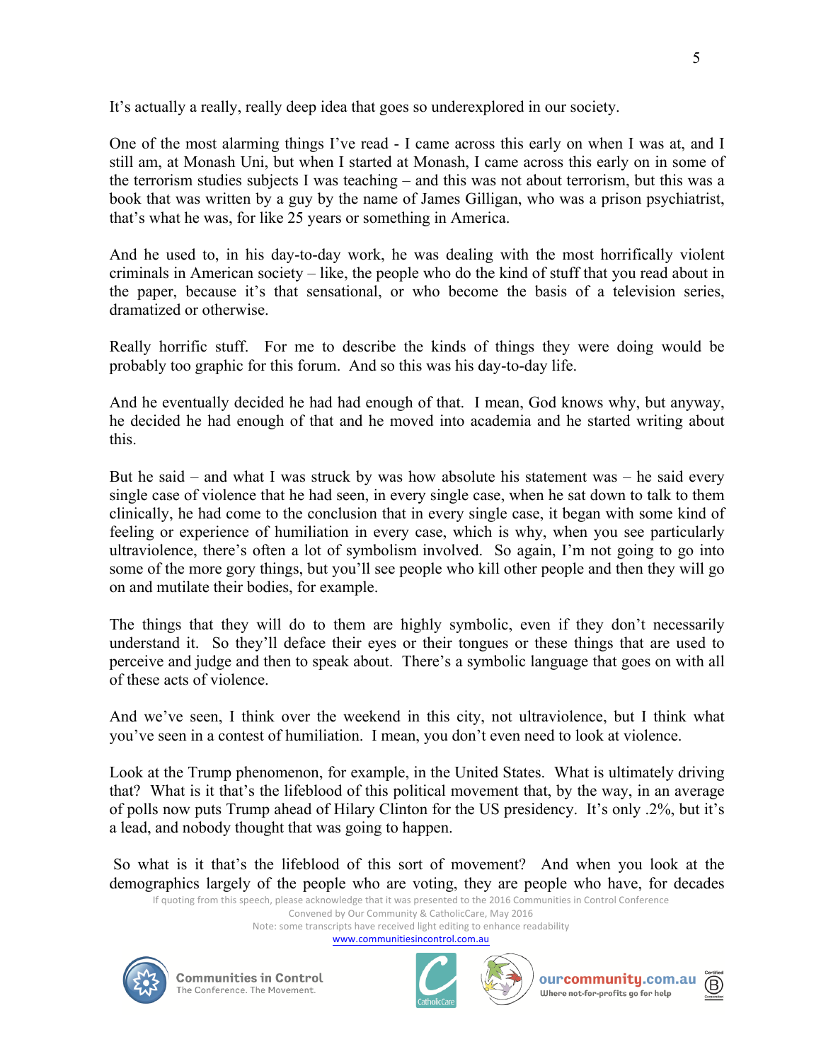It's actually a really, really deep idea that goes so underexplored in our society.

One of the most alarming things I've read - I came across this early on when I was at, and I still am, at Monash Uni, but when I started at Monash, I came across this early on in some of the terrorism studies subjects I was teaching – and this was not about terrorism, but this was a book that was written by a guy by the name of James Gilligan, who was a prison psychiatrist, that's what he was, for like 25 years or something in America.

And he used to, in his day-to-day work, he was dealing with the most horrifically violent criminals in American society – like, the people who do the kind of stuff that you read about in the paper, because it's that sensational, or who become the basis of a television series, dramatized or otherwise.

Really horrific stuff. For me to describe the kinds of things they were doing would be probably too graphic for this forum. And so this was his day-to-day life.

And he eventually decided he had had enough of that. I mean, God knows why, but anyway, he decided he had enough of that and he moved into academia and he started writing about this.

But he said – and what I was struck by was how absolute his statement was – he said every single case of violence that he had seen, in every single case, when he sat down to talk to them clinically, he had come to the conclusion that in every single case, it began with some kind of feeling or experience of humiliation in every case, which is why, when you see particularly ultraviolence, there's often a lot of symbolism involved. So again, I'm not going to go into some of the more gory things, but you'll see people who kill other people and then they will go on and mutilate their bodies, for example.

The things that they will do to them are highly symbolic, even if they don't necessarily understand it. So they'll deface their eyes or their tongues or these things that are used to perceive and judge and then to speak about. There's a symbolic language that goes on with all of these acts of violence.

And we've seen, I think over the weekend in this city, not ultraviolence, but I think what you've seen in a contest of humiliation. I mean, you don't even need to look at violence.

Look at the Trump phenomenon, for example, in the United States. What is ultimately driving that? What is it that's the lifeblood of this political movement that, by the way, in an average of polls now puts Trump ahead of Hilary Clinton for the US presidency. It's only .2%, but it's a lead, and nobody thought that was going to happen.

So what is it that's the lifeblood of this sort of movement? And when you look at the demographics largely of the people who are voting, they are people who have, for decades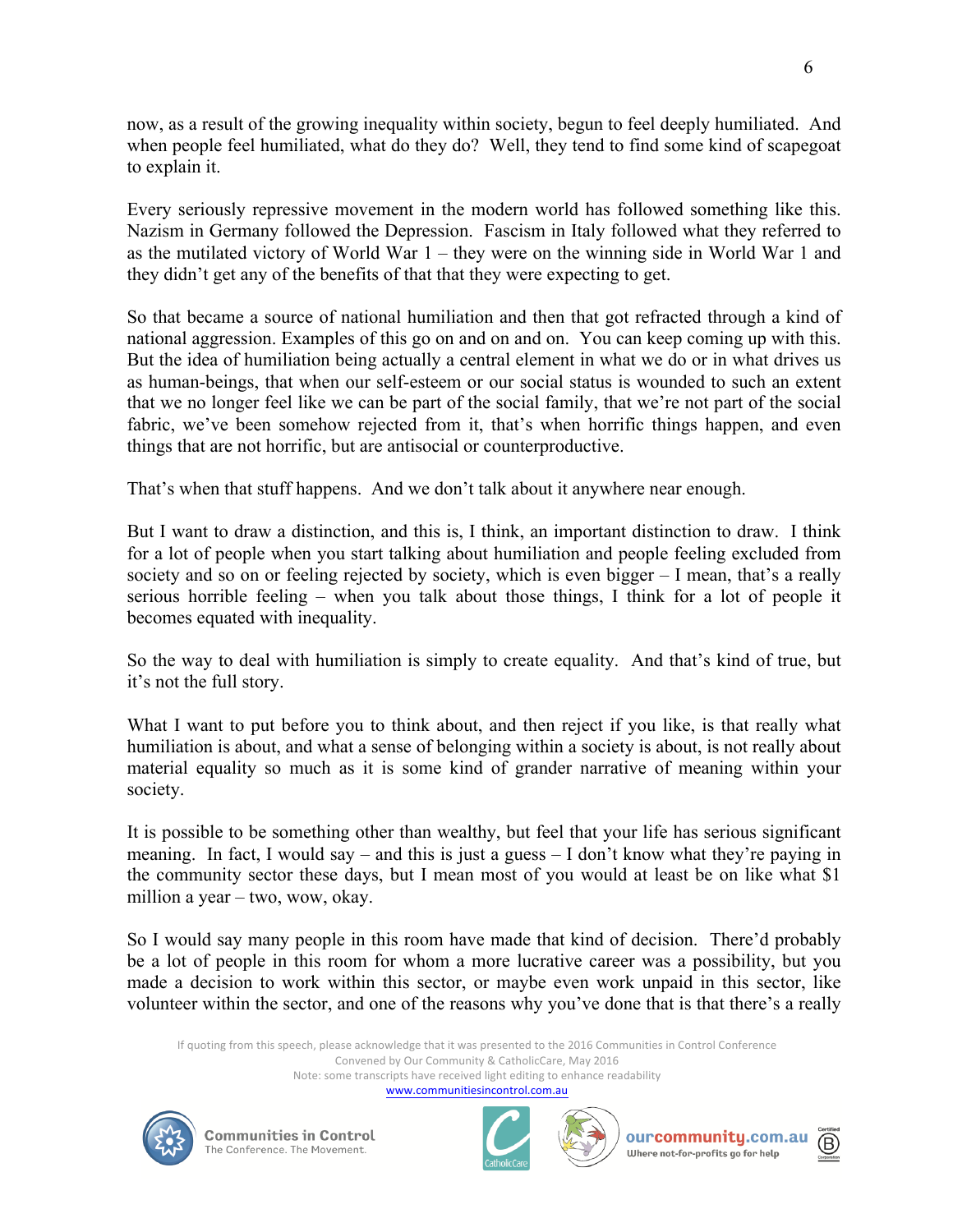now, as a result of the growing inequality within society, begun to feel deeply humiliated. And when people feel humiliated, what do they do? Well, they tend to find some kind of scapegoat to explain it.

Every seriously repressive movement in the modern world has followed something like this. Nazism in Germany followed the Depression. Fascism in Italy followed what they referred to as the mutilated victory of World War 1 – they were on the winning side in World War 1 and they didn't get any of the benefits of that that they were expecting to get.

So that became a source of national humiliation and then that got refracted through a kind of national aggression. Examples of this go on and on and on. You can keep coming up with this. But the idea of humiliation being actually a central element in what we do or in what drives us as human-beings, that when our self-esteem or our social status is wounded to such an extent that we no longer feel like we can be part of the social family, that we're not part of the social fabric, we've been somehow rejected from it, that's when horrific things happen, and even things that are not horrific, but are antisocial or counterproductive.

That's when that stuff happens. And we don't talk about it anywhere near enough.

But I want to draw a distinction, and this is, I think, an important distinction to draw. I think for a lot of people when you start talking about humiliation and people feeling excluded from society and so on or feeling rejected by society, which is even bigger – I mean, that's a really serious horrible feeling – when you talk about those things, I think for a lot of people it becomes equated with inequality.

So the way to deal with humiliation is simply to create equality. And that's kind of true, but it's not the full story.

What I want to put before you to think about, and then reject if you like, is that really what humiliation is about, and what a sense of belonging within a society is about, is not really about material equality so much as it is some kind of grander narrative of meaning within your society.

It is possible to be something other than wealthy, but feel that your life has serious significant meaning. In fact, I would say – and this is just a guess – I don't know what they're paying in the community sector these days, but I mean most of you would at least be on like what $1 million a year – two, wow, okay.

So I would say many people in this room have made that kind of decision. There'd probably be a lot of people in this room for whom a more lucrative career was a possibility, but you made a decision to work within this sector, or maybe even work unpaid in this sector, like volunteer within the sector, and one of the reasons why you've done that is that there's a really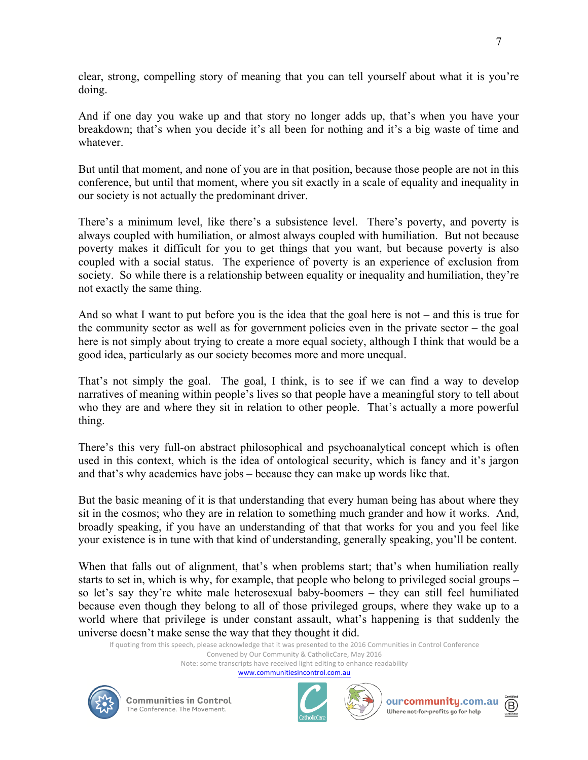clear, strong, compelling story of meaning that you can tell yourself about what it is you're doing.

And if one day you wake up and that story no longer adds up, that's when you have your breakdown; that's when you decide it's all been for nothing and it's a big waste of time and whatever.

But until that moment, and none of you are in that position, because those people are not in this conference, but until that moment, where you sit exactly in a scale of equality and inequality in our society is not actually the predominant driver.

There's a minimum level, like there's a subsistence level. There's poverty, and poverty is always coupled with humiliation, or almost always coupled with humiliation. But not because poverty makes it difficult for you to get things that you want, but because poverty is also coupled with a social status. The experience of poverty is an experience of exclusion from society. So while there is a relationship between equality or inequality and humiliation, they're not exactly the same thing.

And so what I want to put before you is the idea that the goal here is not – and this is true for the community sector as well as for government policies even in the private sector – the goal here is not simply about trying to create a more equal society, although I think that would be a good idea, particularly as our society becomes more and more unequal.

That's not simply the goal. The goal, I think, is to see if we can find a way to develop narratives of meaning within people's lives so that people have a meaningful story to tell about who they are and where they sit in relation to other people. That's actually a more powerful thing.

There's this very full-on abstract philosophical and psychoanalytical concept which is often used in this context, which is the idea of ontological security, which is fancy and it's jargon and that's why academics have jobs – because they can make up words like that.

But the basic meaning of it is that understanding that every human being has about where they sit in the cosmos; who they are in relation to something much grander and how it works. And, broadly speaking, if you have an understanding of that that works for you and you feel like your existence is in tune with that kind of understanding, generally speaking, you'll be content.

When that falls out of alignment, that's when problems start; that's when humiliation really starts to set in, which is why, for example, that people who belong to privileged social groups – so let's say they're white male heterosexual baby-boomers – they can still feel humiliated because even though they belong to all of those privileged groups, where they wake up to a world where that privilege is under constant assault, what's happening is that suddenly the universe doesn't make sense the way that they thought it did.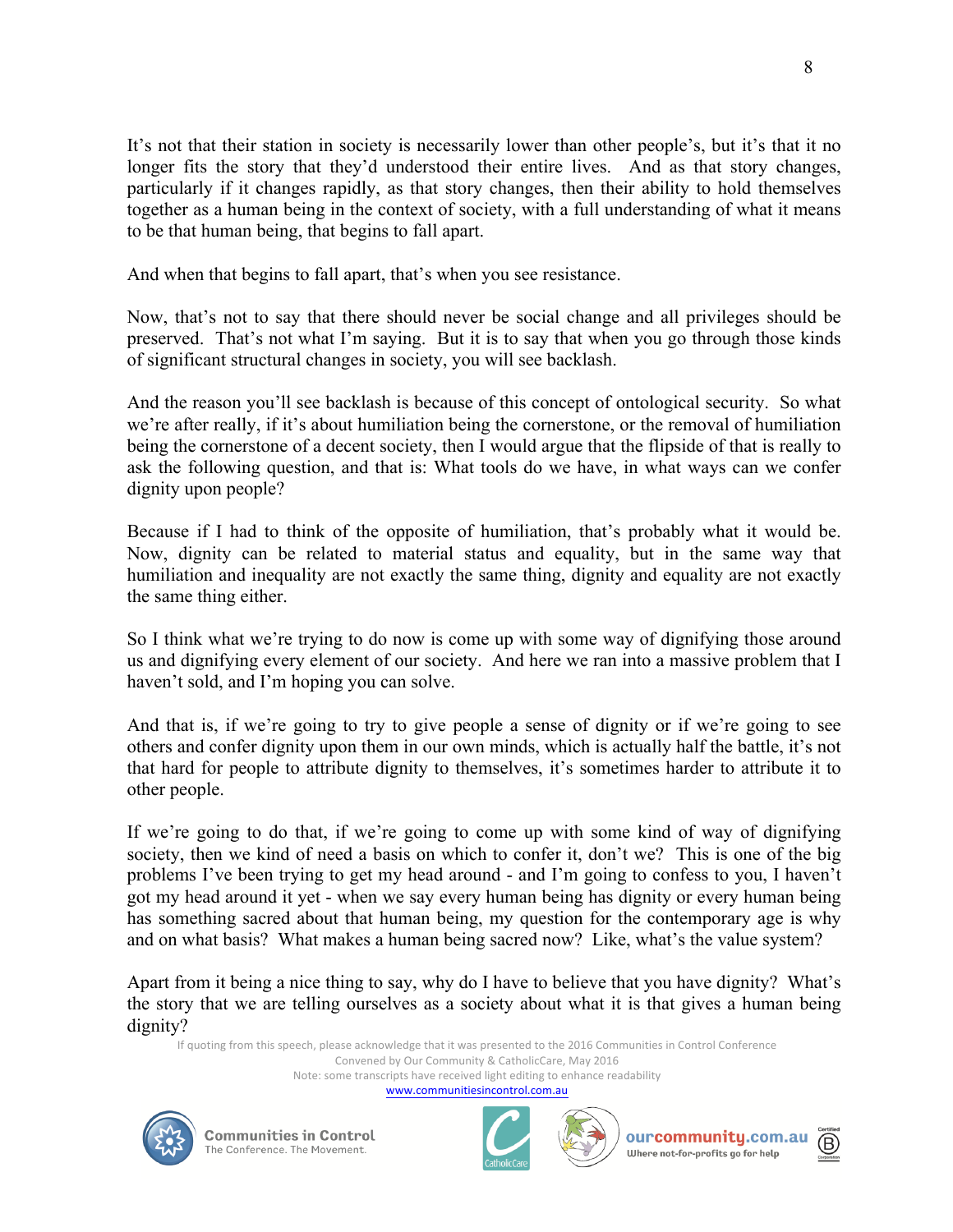It's not that their station in society is necessarily lower than other people's, but it's that it no longer fits the story that they'd understood their entire lives. And as that story changes, particularly if it changes rapidly, as that story changes, then their ability to hold themselves together as a human being in the context of society, with a full understanding of what it means to be that human being, that begins to fall apart.

And when that begins to fall apart, that's when you see resistance.

Now, that's not to say that there should never be social change and all privileges should be preserved. That's not what I'm saying. But it is to say that when you go through those kinds of significant structural changes in society, you will see backlash.

And the reason you'll see backlash is because of this concept of ontological security. So what we're after really, if it's about humiliation being the cornerstone, or the removal of humiliation being the cornerstone of a decent society, then I would argue that the flipside of that is really to ask the following question, and that is: What tools do we have, in what ways can we confer dignity upon people?

Because if I had to think of the opposite of humiliation, that's probably what it would be. Now, dignity can be related to material status and equality, but in the same way that humiliation and inequality are not exactly the same thing, dignity and equality are not exactly the same thing either.

So I think what we're trying to do now is come up with some way of dignifying those around us and dignifying every element of our society. And here we ran into a massive problem that I haven't sold, and I'm hoping you can solve.

And that is, if we're going to try to give people a sense of dignity or if we're going to see others and confer dignity upon them in our own minds, which is actually half the battle, it's not that hard for people to attribute dignity to themselves, it's sometimes harder to attribute it to other people.

If we're going to do that, if we're going to come up with some kind of way of dignifying society, then we kind of need a basis on which to confer it, don't we? This is one of the big problems I've been trying to get my head around - and I'm going to confess to you, I haven't got my head around it yet - when we say every human being has dignity or every human being has something sacred about that human being, my question for the contemporary age is why and on what basis? What makes a human being sacred now? Like, what's the value system?

Apart from it being a nice thing to say, why do I have to believe that you have dignity? What's the story that we are telling ourselves as a society about what it is that gives a human being dignity?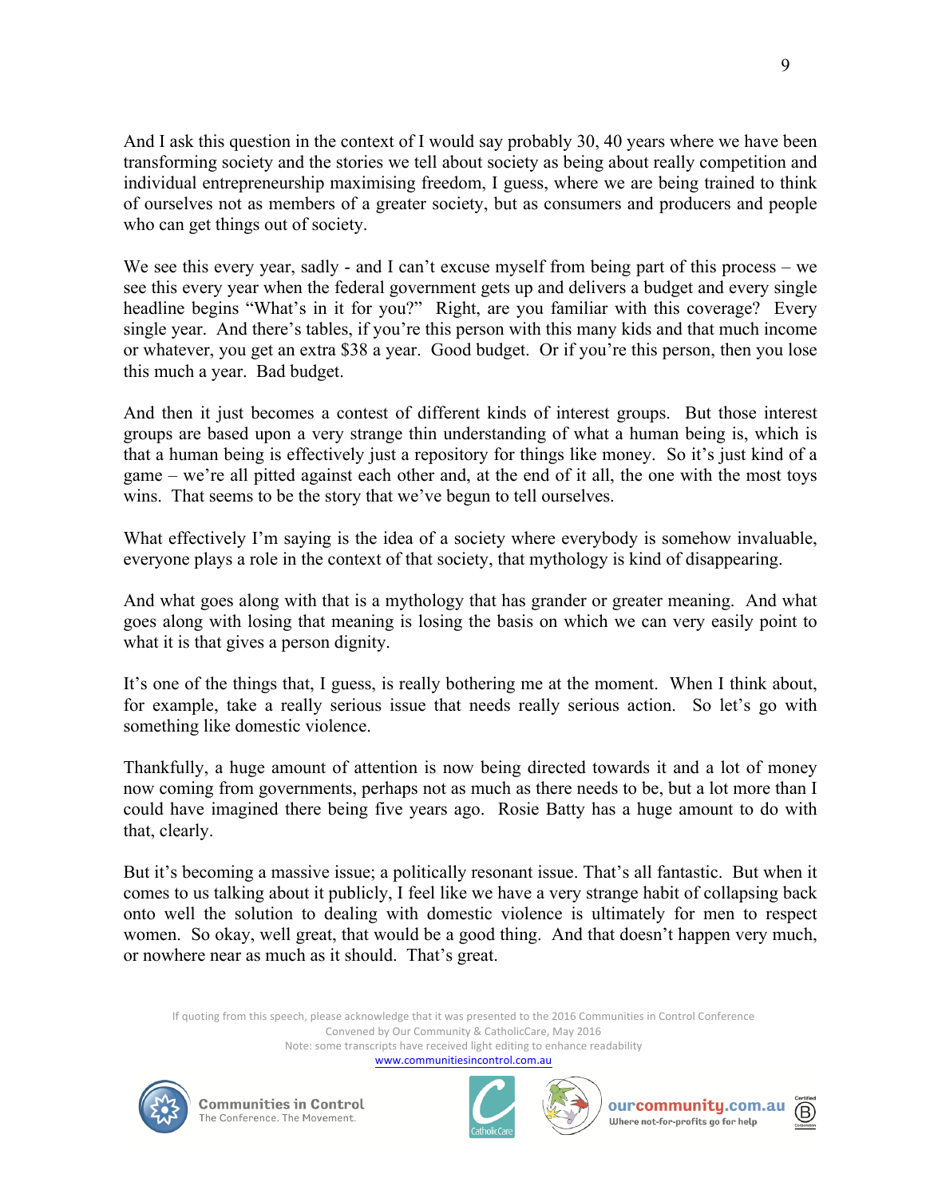And I ask this question in the context of I would say probably 30, 40 years where we have been transforming society and the stories we tell about society as being about really competition and individual entrepreneurship maximising freedom, I guess, where we are being trained to think of ourselves not as members of a greater society, but as consumers and producers and people who can get things out of society.

We see this every year, sadly - and I can't excuse myself from being part of this process – we see this every year when the federal government gets up and delivers a budget and every single headline begins "What's in it for you?" Right, are you familiar with this coverage? Every single year. And there's tables, if you're this person with this many kids and that much income or whatever, you get an extra $38 a year. Good budget. Or if you're this person, then you lose this much a year. Bad budget.

And then it just becomes a contest of different kinds of interest groups. But those interest groups are based upon a very strange thin understanding of what a human being is, which is that a human being is effectively just a repository for things like money. So it's just kind of a game – we're all pitted against each other and, at the end of it all, the one with the most toys wins. That seems to be the story that we've begun to tell ourselves.

What effectively I'm saying is the idea of a society where everybody is somehow invaluable, everyone plays a role in the context of that society, that mythology is kind of disappearing.

And what goes along with that is a mythology that has grander or greater meaning. And what goes along with losing that meaning is losing the basis on which we can very easily point to what it is that gives a person dignity.

It's one of the things that, I guess, is really bothering me at the moment. When I think about, for example, take a really serious issue that needs really serious action. So let's go with something like domestic violence.

Thankfully, a huge amount of attention is now being directed towards it and a lot of money now coming from governments, perhaps not as much as there needs to be, but a lot more than I could have imagined there being five years ago. Rosie Batty has a huge amount to do with that, clearly.

But it's becoming a massive issue; a politically resonant issue. That's all fantastic. But when it comes to us talking about it publicly, I feel like we have a very strange habit of collapsing back onto well the solution to dealing with domestic violence is ultimately for men to respect women. So okay, well great, that would be a good thing. And that doesn't happen very much, or nowhere near as much as it should. That's great.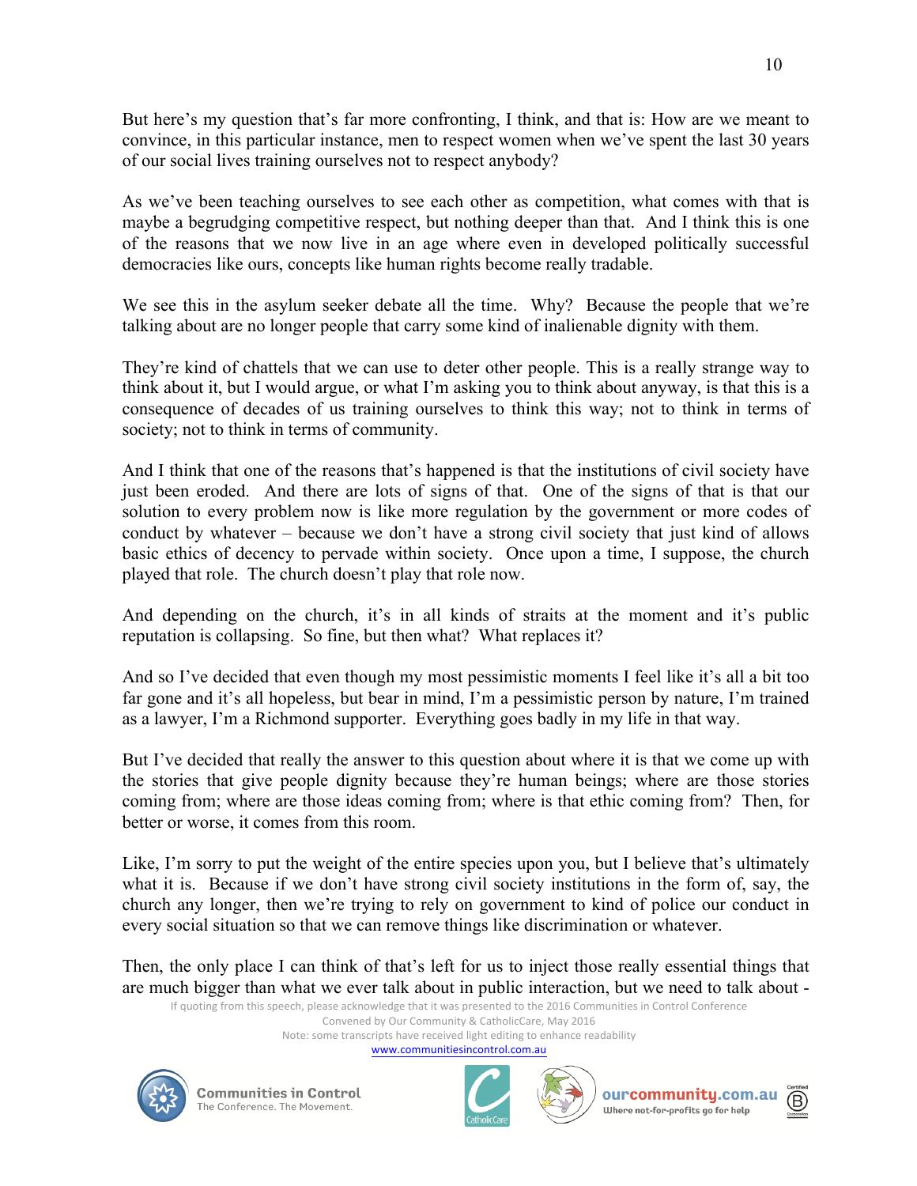But here's my question that's far more confronting, I think, and that is: How are we meant to convince, in this particular instance, men to respect women when we've spent the last 30 years of our social lives training ourselves not to respect anybody?

As we've been teaching ourselves to see each other as competition, what comes with that is maybe a begrudging competitive respect, but nothing deeper than that. And I think this is one of the reasons that we now live in an age where even in developed politically successful democracies like ours, concepts like human rights become really tradable.

We see this in the asylum seeker debate all the time. Why? Because the people that we're talking about are no longer people that carry some kind of inalienable dignity with them.

They're kind of chattels that we can use to deter other people. This is a really strange way to think about it, but I would argue, or what I'm asking you to think about anyway, is that this is a consequence of decades of us training ourselves to think this way; not to think in terms of society; not to think in terms of community.

And I think that one of the reasons that's happened is that the institutions of civil society have just been eroded. And there are lots of signs of that. One of the signs of that is that our solution to every problem now is like more regulation by the government or more codes of conduct by whatever – because we don't have a strong civil society that just kind of allows basic ethics of decency to pervade within society. Once upon a time, I suppose, the church played that role. The church doesn't play that role now.

And depending on the church, it's in all kinds of straits at the moment and it's public reputation is collapsing. So fine, but then what? What replaces it?

And so I've decided that even though my most pessimistic moments I feel like it's all a bit too far gone and it's all hopeless, but bear in mind, I'm a pessimistic person by nature, I'm trained as a lawyer, I'm a Richmond supporter. Everything goes badly in my life in that way.

But I've decided that really the answer to this question about where it is that we come up with the stories that give people dignity because they're human beings; where are those stories coming from; where are those ideas coming from; where is that ethic coming from? Then, for better or worse, it comes from this room.

Like, I'm sorry to put the weight of the entire species upon you, but I believe that's ultimately what it is. Because if we don't have strong civil society institutions in the form of, say, the church any longer, then we're trying to rely on government to kind of police our conduct in every social situation so that we can remove things like discrimination or whatever.

Then, the only place I can think of that's left for us to inject those really essential things that are much bigger than what we ever talk about in public interaction, but we need to talk about -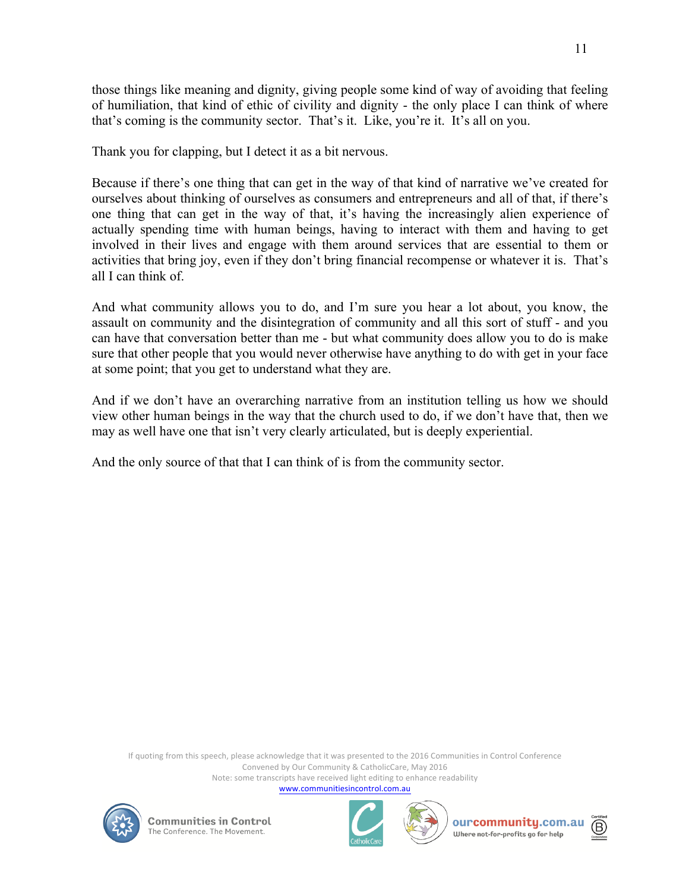those things like meaning and dignity, giving people some kind of way of avoiding that feeling of humiliation, that kind of ethic of civility and dignity - the only place I can think of where that's coming is the community sector. That's it. Like, you're it. It's all on you.

Thank you for clapping, but I detect it as a bit nervous.

Because if there's one thing that can get in the way of that kind of narrative we've created for ourselves about thinking of ourselves as consumers and entrepreneurs and all of that, if there's one thing that can get in the way of that, it's having the increasingly alien experience of actually spending time with human beings, having to interact with them and having to get involved in their lives and engage with them around services that are essential to them or activities that bring joy, even if they don't bring financial recompense or whatever it is. That's all I can think of.

And what community allows you to do, and I'm sure you hear a lot about, you know, the assault on community and the disintegration of community and all this sort of stuff - and you can have that conversation better than me - but what community does allow you to do is make sure that other people that you would never otherwise have anything to do with get in your face at some point; that you get to understand what they are.

And if we don't have an overarching narrative from an institution telling us how we should view other human beings in the way that the church used to do, if we don't have that, then we may as well have one that isn't very clearly articulated, but is deeply experiential.

And the only source of that that I can think of is from the community sector.